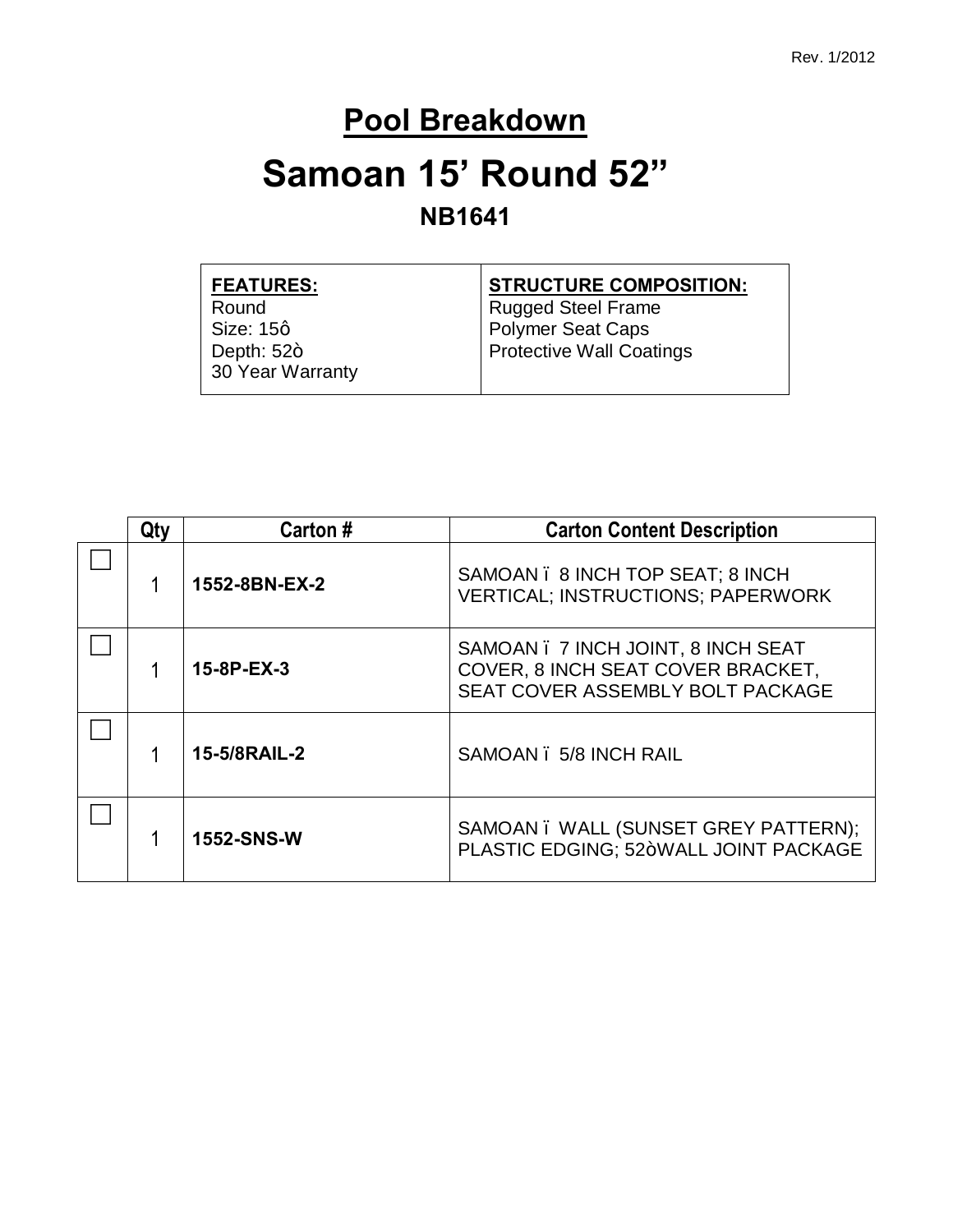Rev. 1/2012

# Pool Breakdown

# Samoan 15' Round 52"

## NB1641

| FEATURES: | STRUCTURE COMPOSITION: |
|---|---|
| Round<br>Size: 15ô<br>Depth: 52ò<br>30 Year Warranty | Rugged Steel Frame<br>Polymer Seat Caps<br>Protective Wall Coatings |

| | Qty | Carton # | Carton Content Description |
|---|---|---|---|
| ☐ | 1 | **1552-8BN-EX-2** | SAMOAN ï 8 INCH TOP SEAT; 8 INCH VERTICAL; INSTRUCTIONS; PAPERWORK |
| ☐ | 1 | **15-8P-EX-3** | SAMOAN ï 7 INCH JOINT, 8 INCH SEAT COVER, 8 INCH SEAT COVER BRACKET, SEAT COVER ASSEMBLY BOLT PACKAGE |
| ☐ | 1 | **15-5/8RAIL-2** | SAMOAN ï 5/8 INCH RAIL |
| ☐ | 1 | **1552-SNS-W** | SAMOAN ï WALL (SUNSET GREY PATTERN); PLASTIC EDGING; 52òWALL JOINT PACKAGE |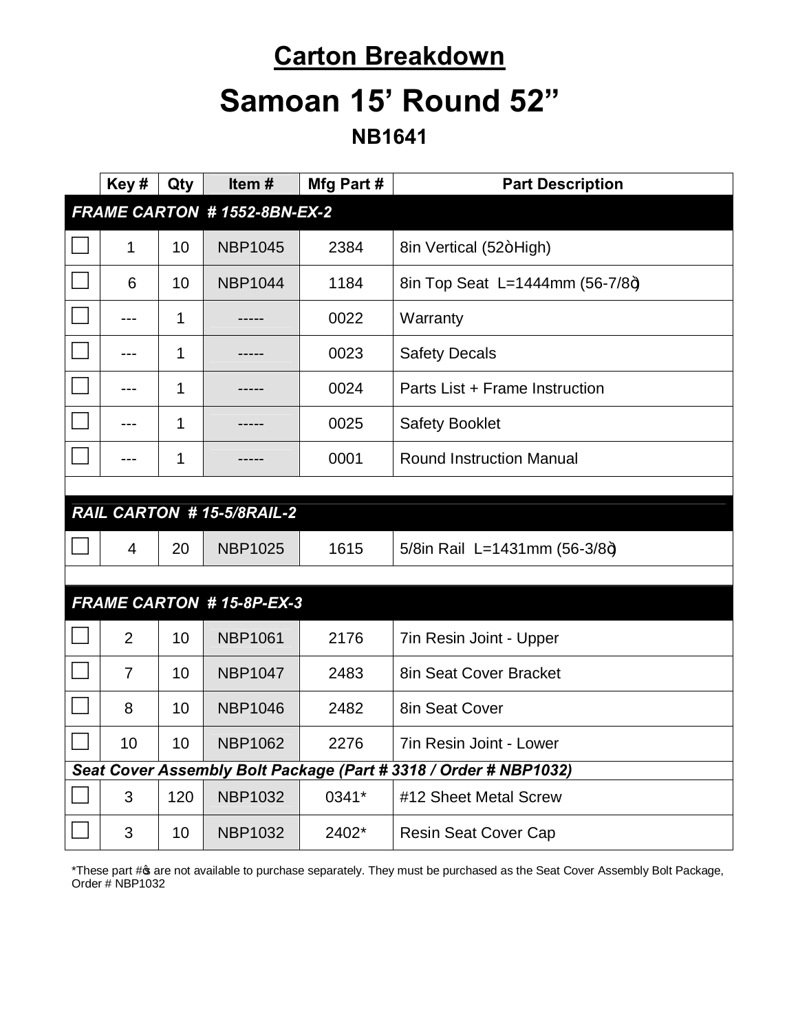# Carton Breakdown

# Samoan 15' Round 52"

### NB1641

| | Key # | Qty | Item # | Mfg Part # | Part Description |
|---|---|---|---|---|---|
| ***FRAME CARTON # 1552-8BN-EX-2*** | | | | | |
| ☐ | 1 | 10 | NBP1045 | 2384 | 8in Vertical (52ò High) |
| ☐ | 6 | 10 | NBP1044 | 1184 | 8in Top Seat L=1444mm (56-7/8ò) |
| ☐ | --- | 1 | ----- | 0022 | Warranty |
| ☐ | --- | 1 | ----- | 0023 | Safety Decals |
| ☐ | --- | 1 | ----- | 0024 | Parts List + Frame Instruction |
| ☐ | --- | 1 | ----- | 0025 | Safety Booklet |
| ☐ | --- | 1 | ----- | 0001 | Round Instruction Manual |
| | | | | | |
| ***RAIL CARTON # 15-5/8RAIL-2*** | | | | | |
| ☐ | 4 | 20 | NBP1025 | 1615 | 5/8in Rail L=1431mm (56-3/8ò) |
| | | | | | |
| ***FRAME CARTON # 15-8P-EX-3*** | | | | | |
| ☐ | 2 | 10 | NBP1061 | 2176 | 7in Resin Joint - Upper |
| ☐ | 7 | 10 | NBP1047 | 2483 | 8in Seat Cover Bracket |
| ☐ | 8 | 10 | NBP1046 | 2482 | 8in Seat Cover |
| ☐ | 10 | 10 | NBP1062 | 2276 | 7in Resin Joint - Lower |
| ***Seat Cover Assembly Bolt Package (Part # 3318 / Order # NBP1032)*** | | | | | |
| ☐ | 3 | 120 | NBP1032 | 0341* | #12 Sheet Metal Screw |
| ☐ | 3 | 10 | NBP1032 | 2402* | Resin Seat Cover Cap |

*These part #õs are not available to purchase separately. They must be purchased as the Seat Cover Assembly Bolt Package, Order # NBP1032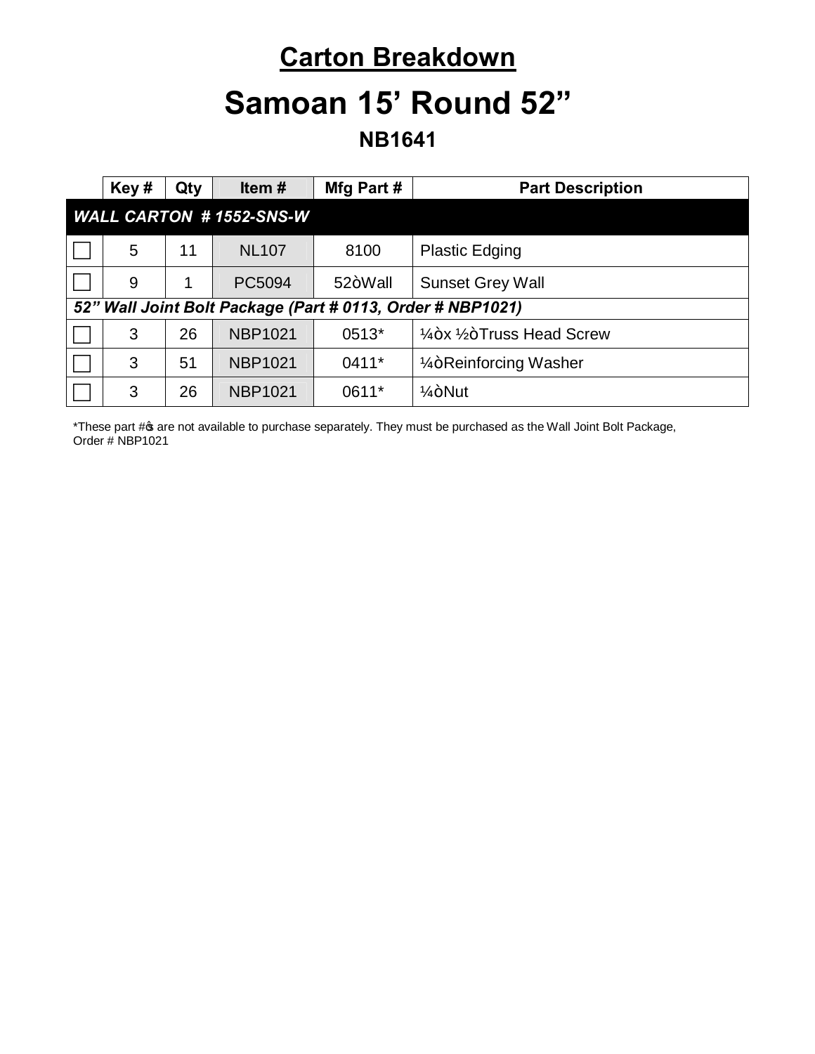# Carton Breakdown

# Samoan 15' Round 52"

## NB1641

| | Key # | Qty | Item # | Mfg Part # | Part Description |
|---|---|---|---|---|---|
| ***WALL CARTON # 1552-SNS-W*** | | | | | |
| ☐ | 5 | 11 | NL107 | 8100 | Plastic Edging |
| ☐ | 9 | 1 | PC5094 | 52òWall | Sunset Grey Wall |
| ***52" Wall Joint Bolt Package (Part # 0113, Order # NBP1021)*** | | | | | |
| ☐ | 3 | 26 | NBP1021 | 0513* | ¼òx ½òTruss Head Screw |
| ☐ | 3 | 51 | NBP1021 | 0411* | ¼òReinforcing Washer |
| ☐ | 3 | 26 | NBP1021 | 0611* | ¼òNut |

*These part #ǿs are not available to purchase separately. They must be purchased as the Wall Joint Bolt Package, Order # NBP1021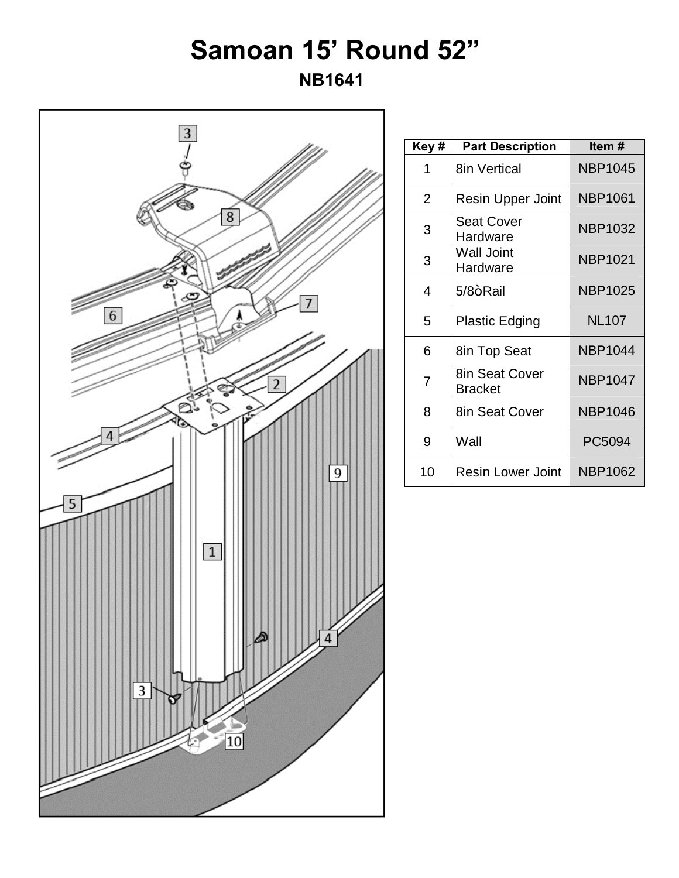# Samoan 15' Round 52"

## NB1641

| Key # | Part Description | Item # |
|---|---|---|
| 1 | 8in Vertical | NBP1045 |
| 2 | Resin Upper Joint | NBP1061 |
| 3 | Seat Cover Hardware | NBP1032 |
| 3 | Wall Joint Hardware | NBP1021 |
| 4 | 5/8òRail | NBP1025 |
| 5 | Plastic Edging | NL107 |
| 6 | 8in Top Seat | NBP1044 |
| 7 | 8in Seat Cover Bracket | NBP1047 |
| 8 | 8in Seat Cover | NBP1046 |
| 9 | Wall | PC5094 |
| 10 | Resin Lower Joint | NBP1062 |